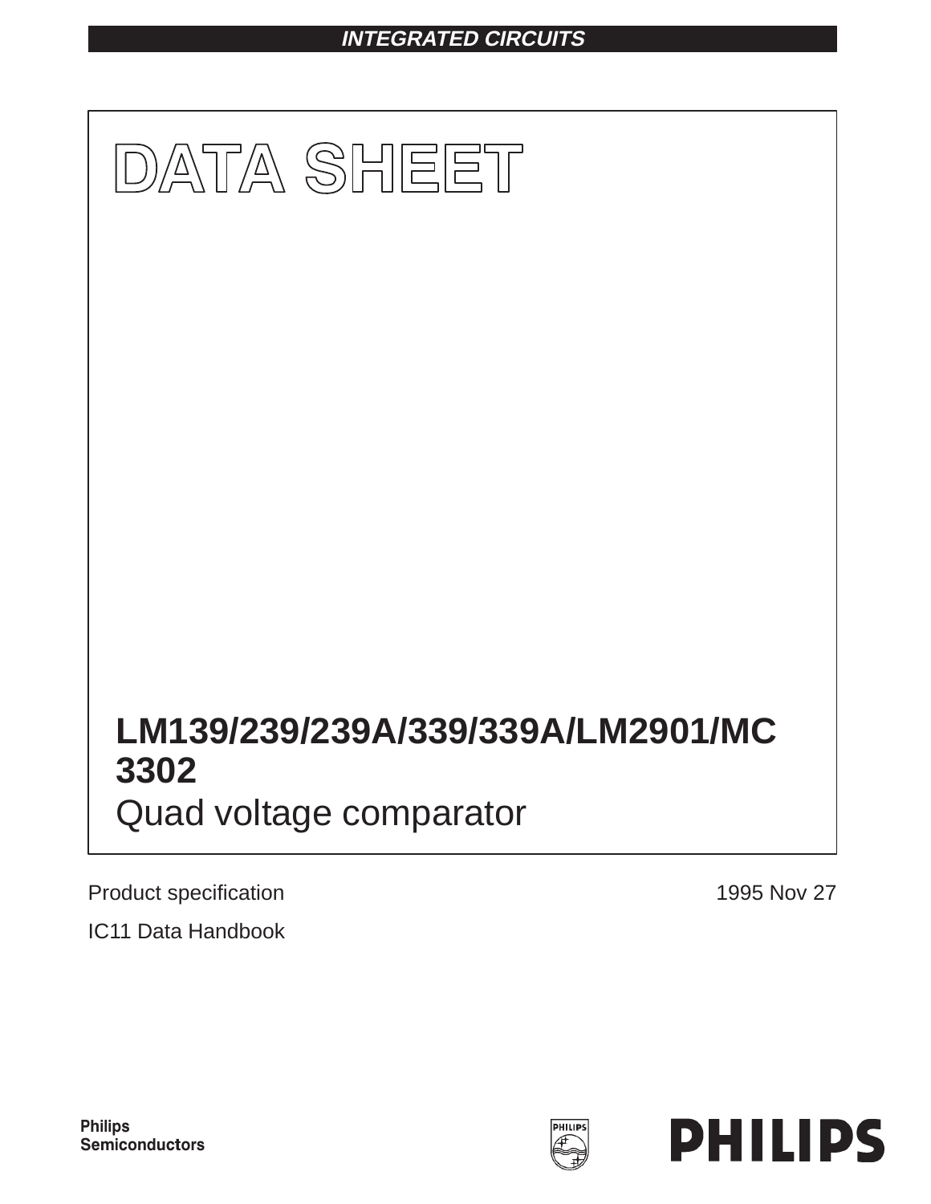**INTEGRATED CIRCUITS**

# DATA SHEET

## LM139/239/239A/339/339A/LM2901/MC 3302

Quad voltage comparator

Product specification

IC11 Data Handbook

1995 Nov 27

Philips Semiconductors

PHILIPS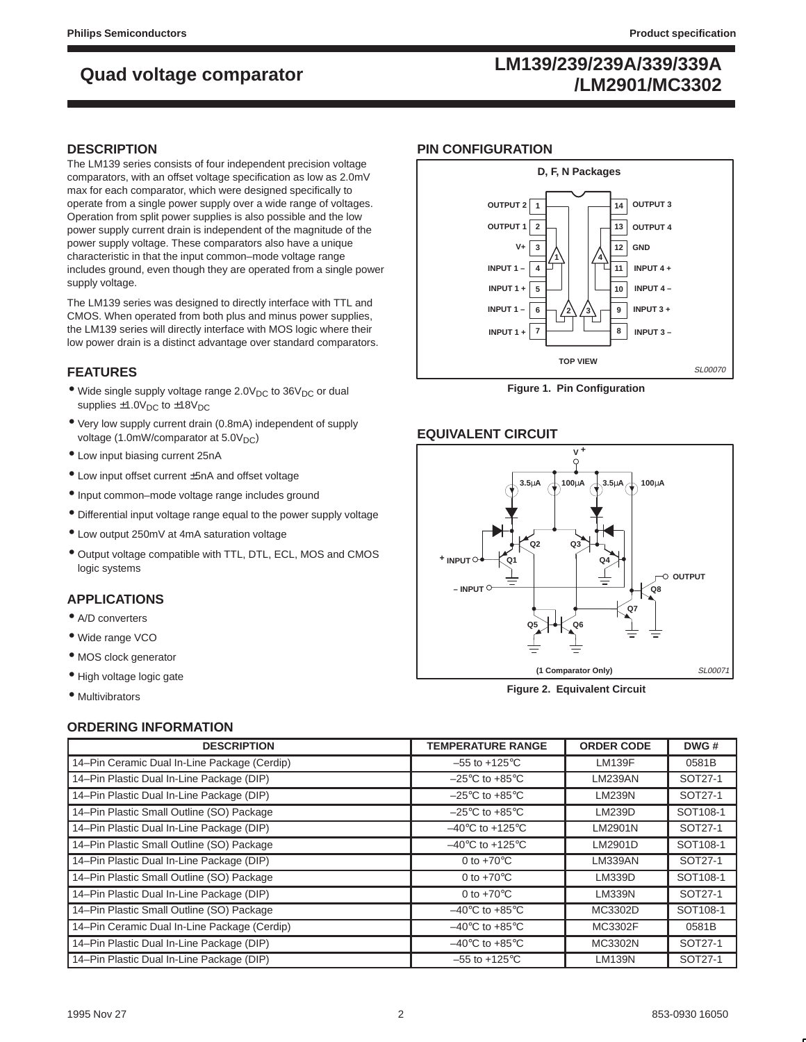# Quad voltage comparator

## LM139/239/239A/339/339A /LM2901/MC3302

## DESCRIPTION

The LM139 series consists of four independent precision voltage comparators, with an offset voltage specification as low as 2.0mV max for each comparator, which were designed specifically to operate from a single power supply over a wide range of voltages. Operation from split power supplies is also possible and the low power supply current drain is independent of the magnitude of the power supply voltage. These comparators also have a unique characteristic in that the input common–mode voltage range includes ground, even though they are operated from a single power supply voltage.

The LM139 series was designed to directly interface with TTL and CMOS. When operated from both plus and minus power supplies, the LM139 series will directly interface with MOS logic where their low power drain is a distinct advantage over standard comparators.

## FEATURES

- Wide single supply voltage range $2.0V_{DC}$ to $36V_{DC}$ or dual supplies $\pm1.0V_{DC}$ to $\pm18V_{DC}$
- Very low supply current drain (0.8mA) independent of supply voltage (1.0mW/comparator at $5.0V_{DC}$)
- Low input biasing current 25nA
- Low input offset current ±5nA and offset voltage
- Input common–mode voltage range includes ground
- Differential input voltage range equal to the power supply voltage
- Low output 250mV at 4mA saturation voltage
- Output voltage compatible with TTL, DTL, ECL, MOS and CMOS logic systems

## APPLICATIONS

- A/D converters
- Wide range VCO
- MOS clock generator
- High voltage logic gate
- Multivibrators

## PIN CONFIGURATION

D, F, N Packages

| Pin | Function | Pin | Function |
|---|---|---|---|
| 1 | OUTPUT 2 | 14 | OUTPUT 3 |
| 2 | OUTPUT 1 | 13 | OUTPUT 4 |
| 3 | V+ | 12 | GND |
| 4 | INPUT 1 – | 11 | INPUT 4 + |
| 5 | INPUT 1 + | 10 | INPUT 4 – |
| 6 | INPUT 1 – | 9 | INPUT 3 + |
| 7 | INPUT 1 + | 8 | INPUT 3 – |

TOP VIEW

SL00070

Figure 1. Pin Configuration

## EQUIVALENT CIRCUIT

(1 Comparator Only)

SL00071

Figure 2. Equivalent Circuit

## ORDERING INFORMATION

| DESCRIPTION | TEMPERATURE RANGE | ORDER CODE | DWG # |
|---|---|---|---|
| 14–Pin Ceramic Dual In-Line Package (Cerdip) | –55 to +125°C | LM139F | 0581B |
| 14–Pin Plastic Dual In-Line Package (DIP) | –25°C to +85°C | LM239AN | SOT27-1 |
| 14–Pin Plastic Dual In-Line Package (DIP) | –25°C to +85°C | LM239N | SOT27-1 |
| 14–Pin Plastic Small Outline (SO) Package | –25°C to +85°C | LM239D | SOT108-1 |
| 14–Pin Plastic Dual In-Line Package (DIP) | –40°C to +125°C | LM2901N | SOT27-1 |
| 14–Pin Plastic Small Outline (SO) Package | –40°C to +125°C | LM2901D | SOT108-1 |
| 14–Pin Plastic Dual In-Line Package (DIP) | 0 to +70°C | LM339AN | SOT27-1 |
| 14–Pin Plastic Small Outline (SO) Package | 0 to +70°C | LM339D | SOT108-1 |
| 14–Pin Plastic Dual In-Line Package (DIP) | 0 to +70°C | LM339N | SOT27-1 |
| 14–Pin Plastic Small Outline (SO) Package | –40°C to +85°C | MC3302D | SOT108-1 |
| 14–Pin Ceramic Dual In-Line Package (Cerdip) | –40°C to +85°C | MC3302F | 0581B |
| 14–Pin Plastic Dual In-Line Package (DIP) | –40°C to +85°C | MC3302N | SOT27-1 |
| 14–Pin Plastic Dual In-Line Package (DIP) | –55 to +125°C | LM139N | SOT27-1 |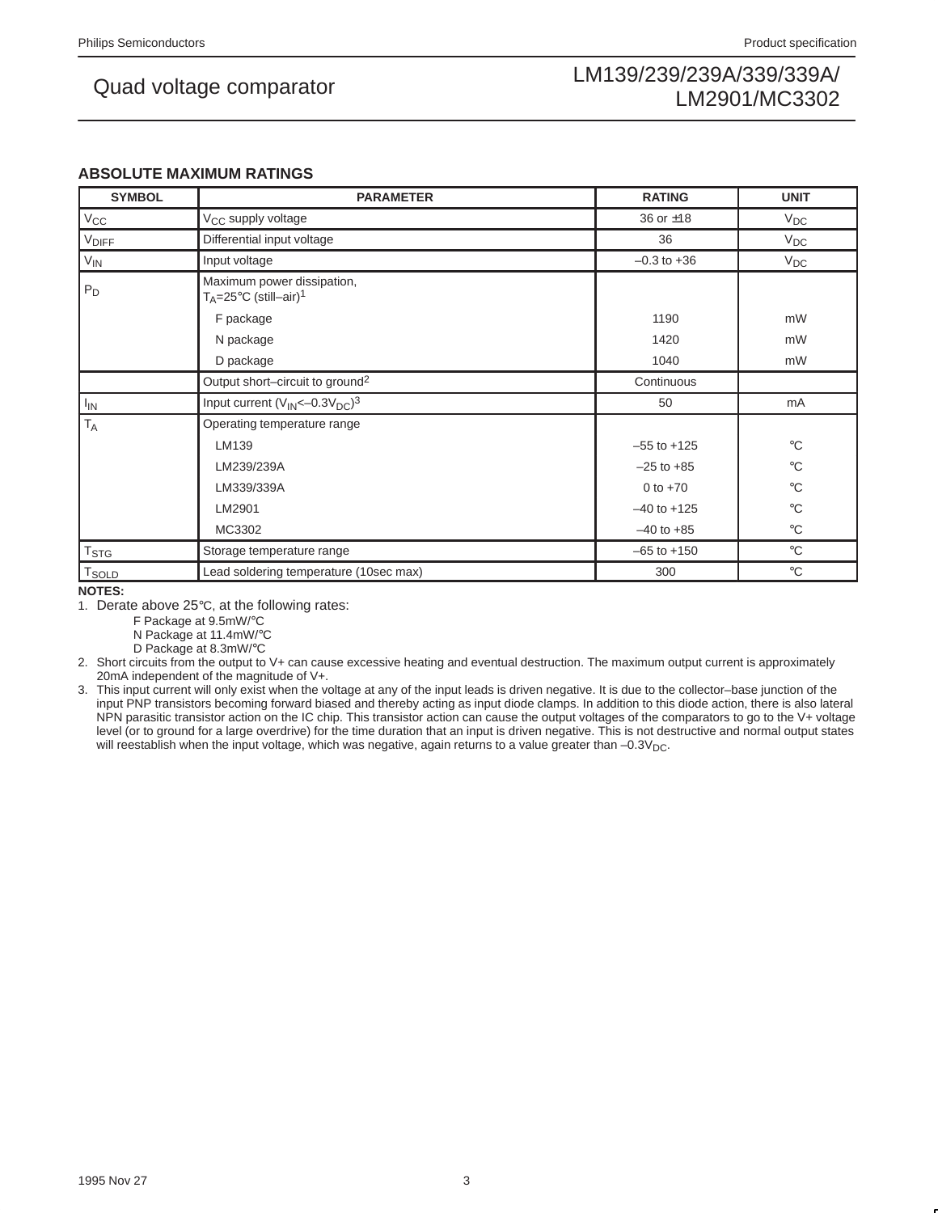## ABSOLUTE MAXIMUM RATINGS

| SYMBOL | PARAMETER | RATING | UNIT |
|---|---|---|---|
| $V_{CC}$ | $V_{CC}$ supply voltage | 36 or ±18 | $V_{DC}$ |
| $V_{DIFF}$ | Differential input voltage | 36 | $V_{DC}$ |
| $V_{IN}$ | Input voltage | –0.3 to +36 | $V_{DC}$ |
| $P_D$ | Maximum power dissipation, $T_A$=25°C (still–air)[1] | | |
| | F package | 1190 | mW |
| | N package | 1420 | mW |
| | D package | 1040 | mW |
| | Output short–circuit to ground[2] | Continuous | |
| $I_{IN}$ | Input current ($V_{IN}$<–0.3$V_{DC}$)[3] | 50 | mA |
| $T_A$ | Operating temperature range | | |
| | LM139 | –55 to +125 | °C |
| | LM239/239A | –25 to +85 | °C |
| | LM339/339A | 0 to +70 | °C |
| | LM2901 | –40 to +125 | °C |
| | MC3302 | –40 to +85 | °C |
| $T_{STG}$ | Storage temperature range | –65 to +150 | °C |
| $T_{SOLD}$ | Lead soldering temperature (10sec max) | 300 | °C |

**NOTES:**

1. Derate above 25°C, at the following rates:
   F Package at 9.5mW/°C
   N Package at 11.4mW/°C
   D Package at 8.3mW/°C
2. Short circuits from the output to V+ can cause excessive heating and eventual destruction. The maximum output current is approximately 20mA independent of the magnitude of V+.
3. This input current will only exist when the voltage at any of the input leads is driven negative. It is due to the collector–base junction of the input PNP transistors becoming forward biased and thereby acting as input diode clamps. In addition to this diode action, there is also lateral NPN parasitic transistor action on the IC chip. This transistor action can cause the output voltages of the comparators to go to the V+ voltage level (or to ground for a large overdrive) for the time duration that an input is driven negative. This is not destructive and normal output states will reestablish when the input voltage, which was negative, again returns to a value greater than –0.3$V_{DC}$.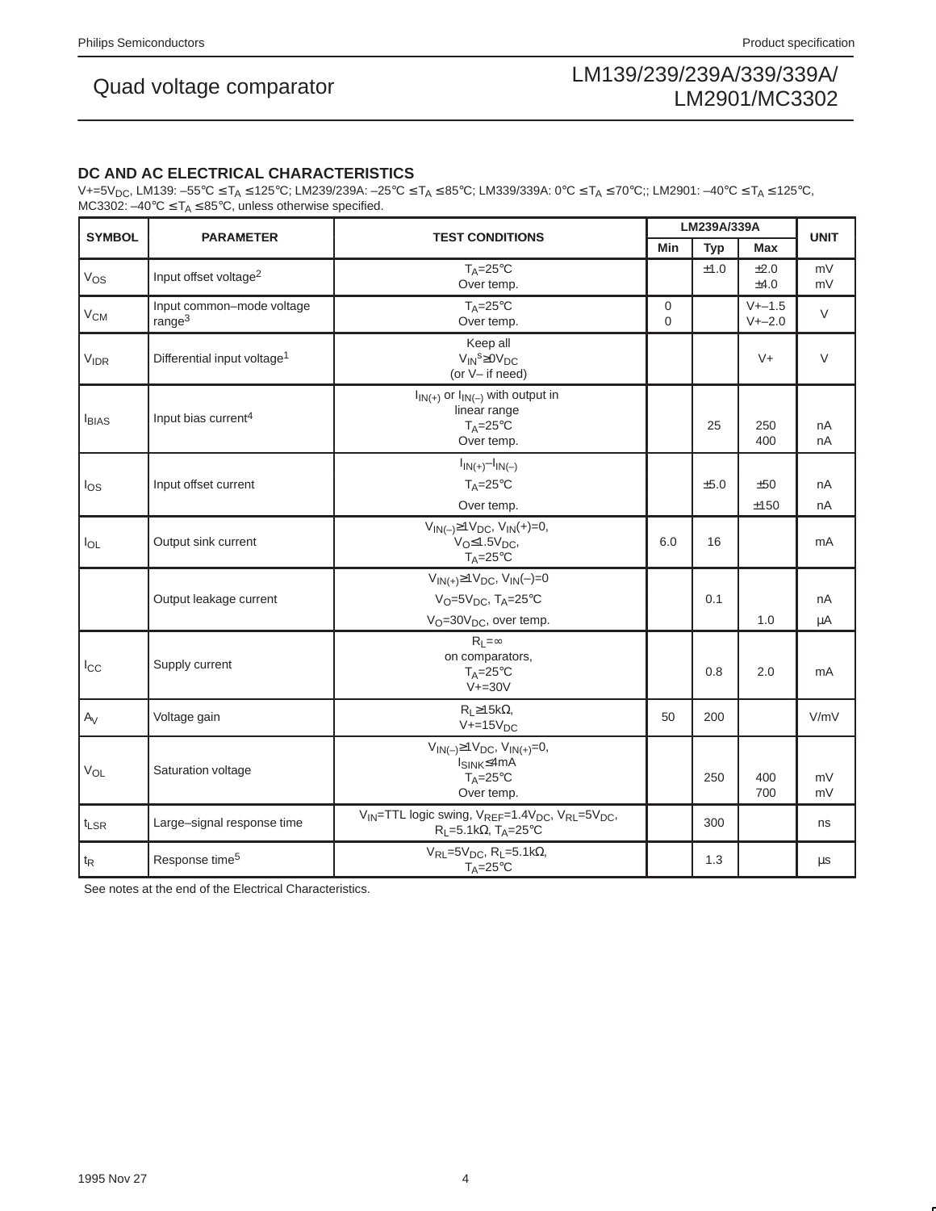## DC AND AC ELECTRICAL CHARACTERISTICS

$V+=5V_{DC}$, LM139: $-55°C \leq T_A \leq 125°C$; LM239/239A: $-25°C \leq T_A \leq 85°C$; LM339/339A: $0°C \leq T_A \leq 70°C$;; LM2901: $-40°C \leq T_A \leq 125°C$, MC3302: $-40°C \leq T_A \leq 85°C$, unless otherwise specified.

| SYMBOL | PARAMETER | TEST CONDITIONS | LM239A/339A | | | UNIT |
|---|---|---|---|---|---|---|
| | | | Min | Typ | Max | |
| $V_{OS}$ | Input offset voltage[2] | $T_A=25°C$<br>Over temp. | | ±1.0 | ±2.0<br>±4.0 | mV<br>mV |
| $V_{CM}$ | Input common–mode voltage range[3] | $T_A=25°C$<br>Over temp. | 0<br>0 | | V+–1.5<br>V+–2.0 | V |
| $V_{IDR}$ | Differential input voltage[1] | Keep all<br>$V_{IN}s \geq 0V_{DC}$<br>(or V– if need) | | | V+ | V |
| $I_{BIAS}$ | Input bias current[4] | $I_{IN(+)}$ or $I_{IN(-)}$ with output in linear range<br>$T_A=25°C$<br>Over temp. | | 25 | 250<br>400 | nA<br>nA |
| $I_{OS}$ | Input offset current | $I_{IN(+)}-I_{IN(-)}$<br>$T_A=25°C$<br>Over temp. | | ±5.0 | ±50<br>±150 | nA<br>nA |
| $I_{OL}$ | Output sink current | $V_{IN(-)} \geq 1V_{DC}$, $V_{IN}(+)=0$,<br>$V_O \leq 1.5V_{DC}$,<br>$T_A=25°C$ | 6.0 | 16 | | mA |
| | Output leakage current | $V_{IN(+)} \geq 1V_{DC}$, $V_{IN}(-)=0$<br>$V_O=5V_{DC}$, $T_A=25°C$<br>$V_O=30V_{DC}$, over temp. | | 0.1 | 1.0 | nA<br>µA |
| $I_{CC}$ | Supply current | $R_L=\infty$<br>on comparators,<br>$T_A=25°C$<br>V+=30V | | 0.8 | 2.0 | mA |
| $A_V$ | Voltage gain | $R_L \geq 15k\Omega$,<br>$V+=15V_{DC}$ | 50 | 200 | | V/mV |
| $V_{OL}$ | Saturation voltage | $V_{IN(-)} \geq 1V_{DC}$, $V_{IN(+)}=0$,<br>$I_{SINK} \leq 4mA$<br>$T_A=25°C$<br>Over temp. | | 250 | 400<br>700 | mV<br>mV |
| $t_{LSR}$ | Large–signal response time | $V_{IN}$=TTL logic swing, $V_{REF}=1.4V_{DC}$, $V_{RL}=5V_{DC}$,<br>$R_L=5.1k\Omega$, $T_A=25°C$ | | 300 | | ns |
| $t_R$ | Response time[5] | $V_{RL}=5V_{DC}$, $R_L=5.1k\Omega$,<br>$T_A=25°C$ | | 1.3 | | µs |

See notes at the end of the Electrical Characteristics.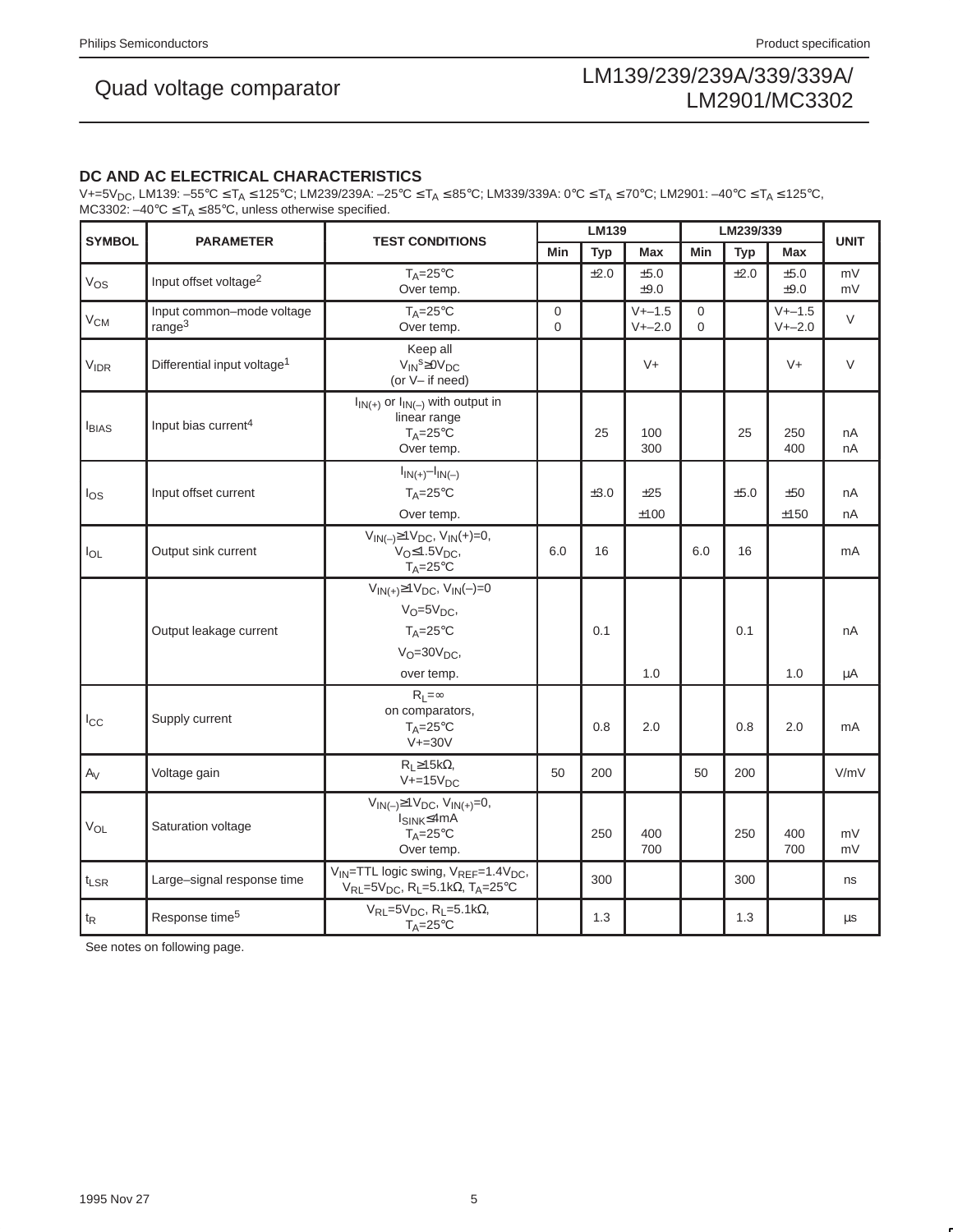## DC AND AC ELECTRICAL CHARACTERISTICS

V+=5$V_{DC}$, LM139: –55°C ≤$T_A$ ≤125°C; LM239/239A: –25°C ≤$T_A$ ≤85°C; LM339/339A: 0°C ≤$T_A$ ≤70°C; LM2901: –40°C ≤$T_A$ ≤125°C, MC3302: –40°C ≤$T_A$ ≤85°C, unless otherwise specified.

| SYMBOL | PARAMETER | TEST CONDITIONS | LM139 | | | LM239/339 | | | UNIT |
|---|---|---|---|---|---|---|---|---|---|
| | | | Min | Typ | Max | Min | Typ | Max | |
| $V_{OS}$ | Input offset voltage[2] | $T_A$=25°C<br>Over temp. | | ±2.0 | ±5.0<br>±9.0 | | ±2.0 | ±5.0<br>±9.0 | mV<br>mV |
| $V_{CM}$ | Input common–mode voltage range[3] | $T_A$=25°C<br>Over temp. | 0<br>0 | | V+–1.5<br>V+–2.0 | 0<br>0 | | V+–1.5<br>V+–2.0 | V |
| $V_{IDR}$ | Differential input voltage[1] | Keep all $V_{IN}$s≥0$V_{DC}$ (or V– if need) | | | V+ | | | V+ | V |
| $I_{BIAS}$ | Input bias current[4] | $I_{IN(+)}$ or $I_{IN(-)}$ with output in linear range<br>$T_A$=25°C<br>Over temp. | | 25 | 100<br>300 | | 25 | 250<br>400 | nA<br>nA |
| $I_{OS}$ | Input offset current | $I_{IN(+)}$–$I_{IN(-)}$<br>$T_A$=25°C<br>Over temp. | | ±3.0 | ±25<br>±100 | | ±5.0 | ±50<br>±150 | nA<br>nA |
| $I_{OL}$ | Output sink current | $V_{IN(-)}$≥1$V_{DC}$, $V_{IN}$(+)=0, $V_O$≤1.5$V_{DC}$, $T_A$=25°C | 6.0 | 16 | | 6.0 | 16 | | mA |
| | Output leakage current | $V_{IN(+)}$≥1$V_{DC}$, $V_{IN}$(–)=0<br>$V_O$=5$V_{DC}$,<br>$T_A$=25°C<br>$V_O$=30$V_{DC}$,<br>over temp. | | 0.1 | <br>1.0 | | 0.1 | <br>1.0 | nA<br>µA |
| $I_{CC}$ | Supply current | $R_L$=∞ on comparators, $T_A$=25°C V+=30V | | 0.8 | 2.0 | | 0.8 | 2.0 | mA |
| $A_V$ | Voltage gain | $R_L$≥15kΩ, V+=15$V_{DC}$ | 50 | 200 | | 50 | 200 | | V/mV |
| $V_{OL}$ | Saturation voltage | $V_{IN(-)}$≥1$V_{DC}$, $V_{IN(+)}$=0, $I_{SINK}$≤4mA<br>$T_A$=25°C<br>Over temp. | | 250 | 400<br>700 | | 250 | 400<br>700 | mV<br>mV |
| $t_{LSR}$ | Large–signal response time | $V_{IN}$=TTL logic swing, $V_{REF}$=1.4$V_{DC}$, $V_{RL}$=5$V_{DC}$, $R_L$=5.1kΩ, $T_A$=25°C | | 300 | | | 300 | | ns |
| $t_R$ | Response time[5] | $V_{RL}$=5$V_{DC}$, $R_L$=5.1kΩ, $T_A$=25°C | | 1.3 | | | 1.3 | | µs |

See notes on following page.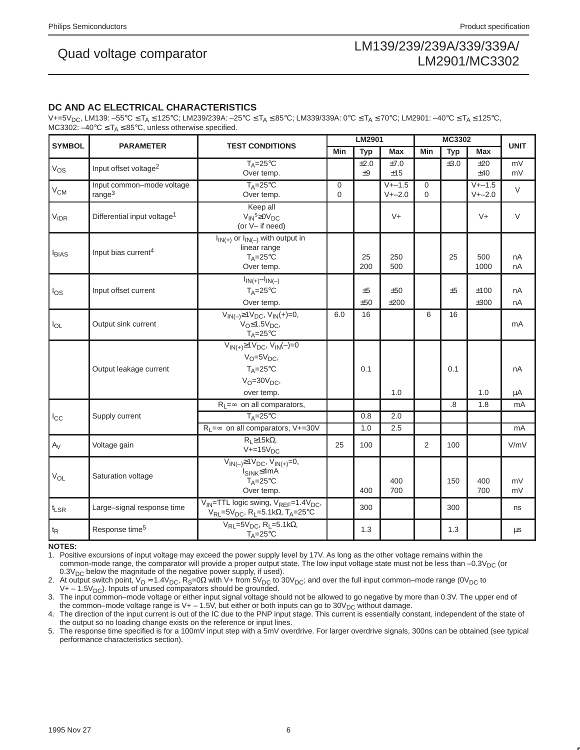## DC AND AC ELECTRICAL CHARACTERISTICS

$V+=5V_{DC}$, LM139: $-55°C \leq T_A \leq 125°C$; LM239/239A: $-25°C \leq T_A \leq 85°C$; LM339/339A: $0°C \leq T_A \leq 70°C$; LM2901: $-40°C \leq T_A \leq 125°C$, MC3302: $-40°C \leq T_A \leq 85°C$, unless otherwise specified.

| SYMBOL | PARAMETER | TEST CONDITIONS | LM2901 | | | MC3302 | | | UNIT |
|---|---|---|---|---|---|---|---|---|---|
| | | | Min | Typ | Max | Min | Typ | Max | |
| $V_{OS}$ | Input offset voltage[2] | $T_A=25°C$<br>Over temp. | | ±2.0<br>±9 | ±7.0<br>±15 | | ±3.0 | ±20<br>±40 | mV<br>mV |
| $V_{CM}$ | Input common–mode voltage range[3] | $T_A=25°C$<br>Over temp. | 0<br>0 | | V+–1.5<br>V+–2.0 | 0<br>0 | | V+–1.5<br>V+–2.0 | V |
| $V_{IDR}$ | Differential input voltage[1] | Keep all $V_{IN}$s≥0$V_{DC}$ (or V– if need) | | | V+ | | | V+ | V |
| $I_{BIAS}$ | Input bias current[4] | $I_{IN(+)}$ or $I_{IN(-)}$ with output in linear range<br>$T_A=25°C$<br>Over temp. | | 25<br>200 | 250<br>500 | | 25 | 500<br>1000 | nA<br>nA |
| $I_{OS}$ | Input offset current | $I_{IN(+)}-I_{IN(-)}$<br>$T_A=25°C$<br>Over temp. | | ±5<br>±50 | ±50<br>±200 | | ±5 | ±100<br>±300 | nA<br>nA |
| $I_{OL}$ | Output sink current | $V_{IN(-)}\geq1V_{DC}$, $V_{IN}(+)=0$, $V_O\leq1.5V_{DC}$, $T_A=25°C$ | 6.0 | 16 | | 6 | 16 | | mA |
| | Output leakage current | $V_{IN(+)}\geq1V_{DC}$, $V_{IN}(-)=0$<br>$V_O=5V_{DC}$,<br>$T_A=25°C$<br>$V_O=30V_{DC}$,<br>over temp. | | 0.1 | 1.0 | | 0.1 | 1.0 | nA<br>μA |
| $I_{CC}$ | Supply current | $R_L=\infty$ on all comparators, | | | | | .8 | 1.8 | mA |
| | | $T_A=25°C$ | | 0.8 | 2.0 | | | | |
| | | $R_L=\infty$ on all comparators, V+=30V | | 1.0 | 2.5 | | | | mA |
| $A_V$ | Voltage gain | $R_L\geq15k\Omega$, $V+=15V_{DC}$ | 25 | 100 | | 2 | 100 | | V/mV |
| $V_{OL}$ | Saturation voltage | $V_{IN(-)}\geq1V_{DC}$, $V_{IN(+)}=0$, $I_{SINK}\leq4mA$<br>$T_A=25°C$<br>Over temp. | | 400 | 400<br>700 | | 150 | 400<br>700 | mV<br>mV |
| $t_{LSR}$ | Large–signal response time | $V_{IN}$=TTL logic swing, $V_{REF}=1.4V_{DC}$, $V_{RL}=5V_{DC}$, $R_L=5.1k\Omega$, $T_A=25°C$ | | 300 | | | 300 | | ns |
| $t_R$ | Response time[5] | $V_{RL}=5V_{DC}$, $R_L=5.1k\Omega$, $T_A=25°C$ | | 1.3 | | | 1.3 | | μs |

**NOTES:**

1. Positive excursions of input voltage may exceed the power supply level by 17V. As long as the other voltage remains within the common-mode range, the comparator will provide a proper output state. The low input voltage state must not be less than $-0.3V_{DC}$ (or $0.3V_{DC}$ below the magnitude of the negative power supply, if used).
2. At output switch point, $V_O \approx 1.4V_{DC}$, $R_S=0\Omega$ with V+ from $5V_{DC}$ to $30V_{DC}$; and over the full input common–mode range ($0V_{DC}$ to $V+ - 1.5V_{DC}$). Inputs of unused comparators should be grounded.
3. The input common–mode voltage or either input signal voltage should not be allowed to go negative by more than 0.3V. The upper end of the common–mode voltage range is V+ – 1.5V, but either or both inputs can go to $30V_{DC}$ without damage.
4. The direction of the input current is out of the IC due to the PNP input stage. This current is essentially constant, independent of the state of the output so no loading change exists on the reference or input lines.
5. The response time specified is for a 100mV input step with a 5mV overdrive. For larger overdrive signals, 300ns can be obtained (see typical performance characteristics section).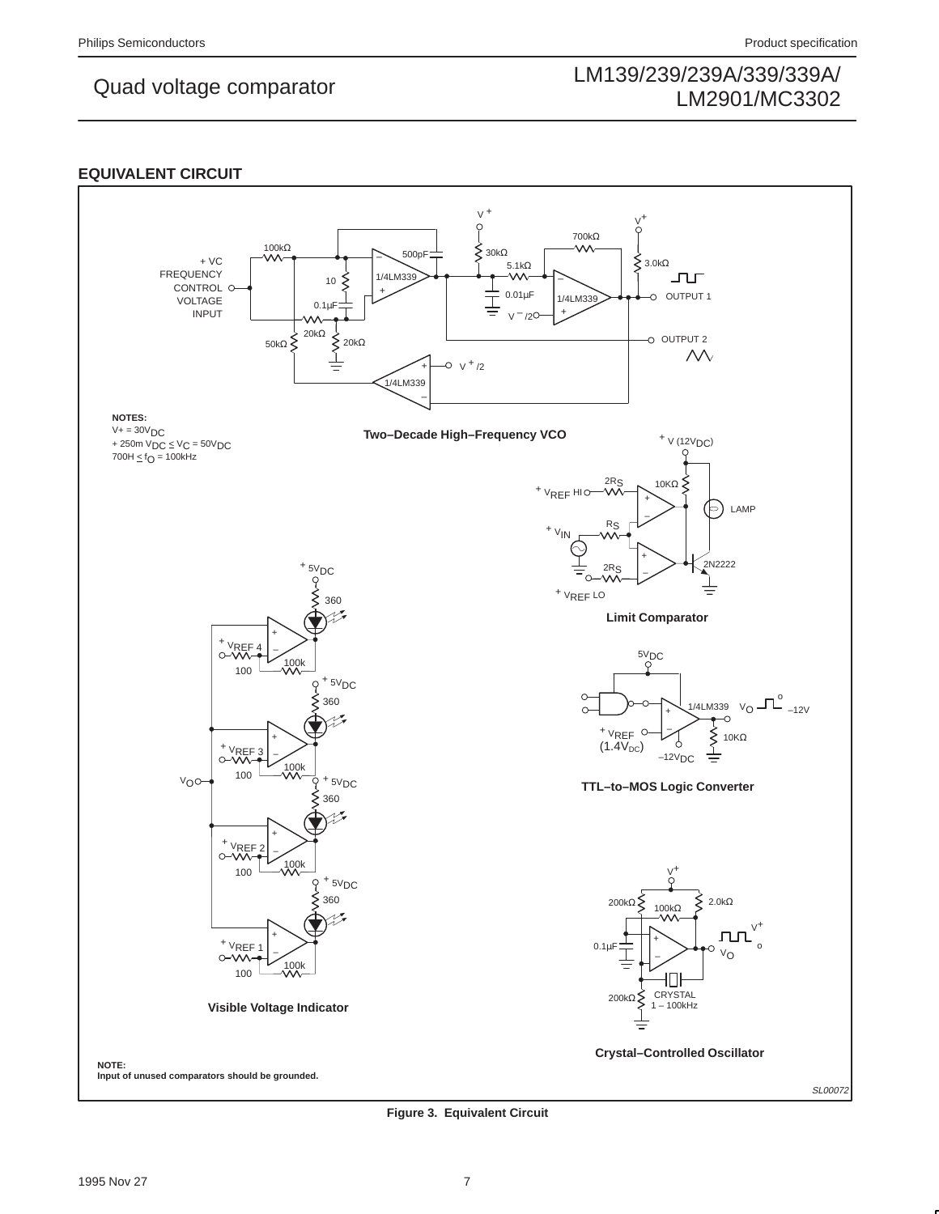## EQUIVALENT CIRCUIT

**Two–Decade High–Frequency VCO**

NOTES:
V+ = 30V$_{DC}$
+ 250m V$_{DC}$ ≤ V$_C$ = 50V$_{DC}$
700H ≤ f$_O$ = 100kHz

**Limit Comparator**

**TTL–to–MOS Logic Converter**

**Visible Voltage Indicator**

**Crystal–Controlled Oscillator**

**NOTE:**
**Input of unused comparators should be grounded.**

SL00072

**Figure 3. Equivalent Circuit**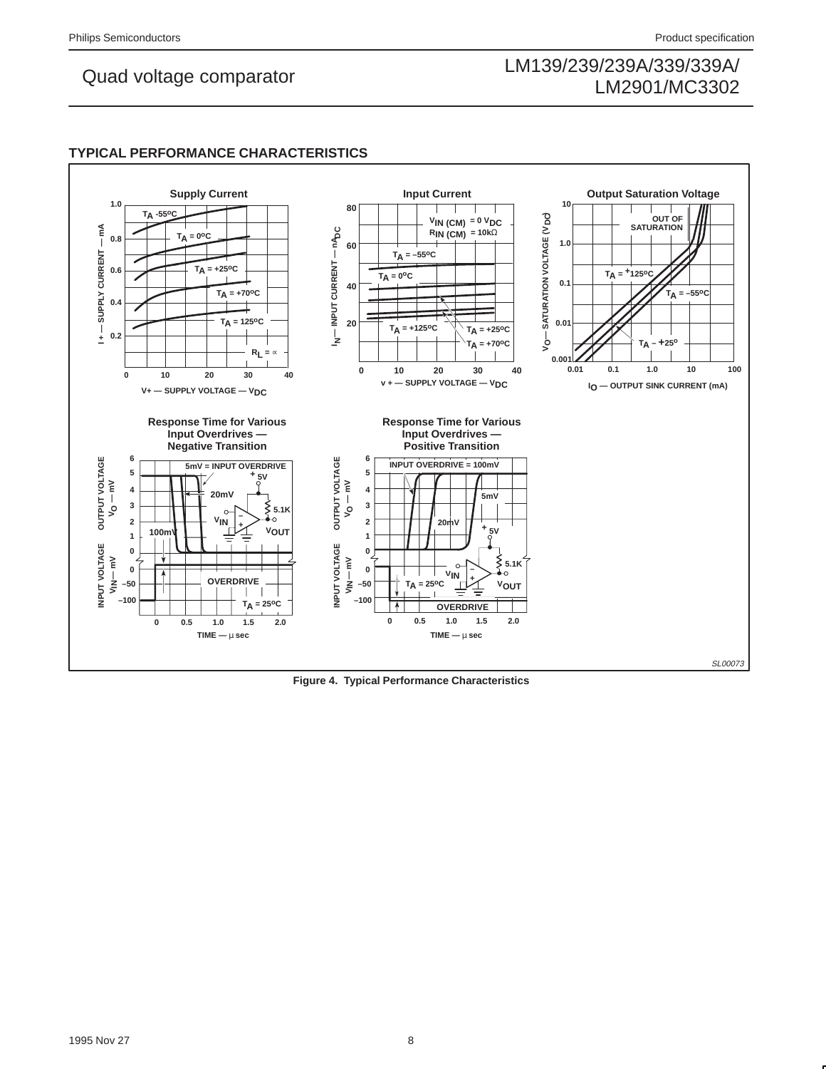## TYPICAL PERFORMANCE CHARACTERISTICS

Figure 4. Typical Performance Characteristics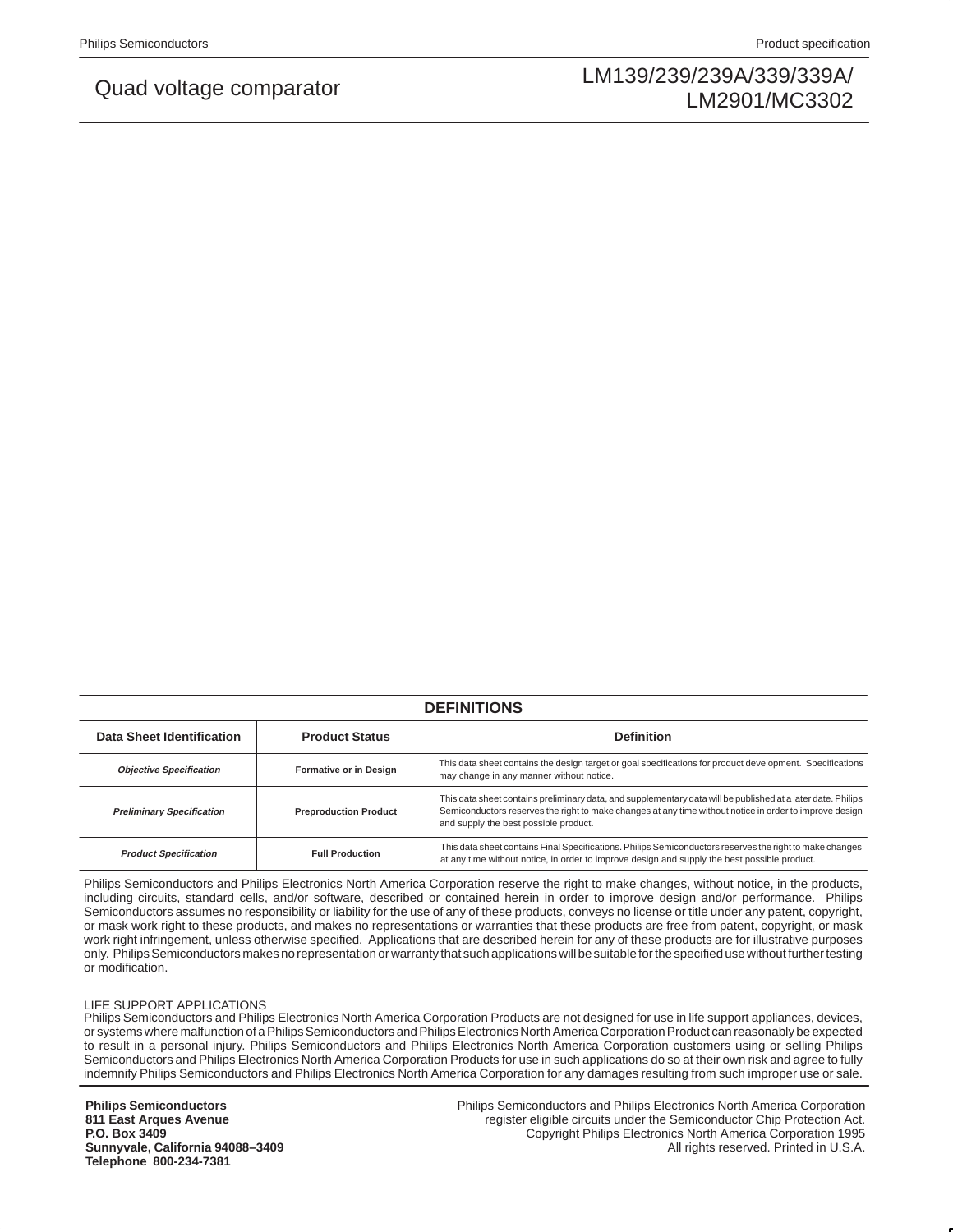## DEFINITIONS

| Data Sheet Identification | Product Status | Definition |
|---|---|---|
| *Objective Specification* | Formative or in Design | This data sheet contains the design target or goal specifications for product development. Specifications may change in any manner without notice. |
| *Preliminary Specification* | Preproduction Product | This data sheet contains preliminary data, and supplementary data will be published at a later date. Philips Semiconductors reserves the right to make changes at any time without notice in order to improve design and supply the best possible product. |
| *Product Specification* | Full Production | This data sheet contains Final Specifications. Philips Semiconductors reserves the right to make changes at any time without notice, in order to improve design and supply the best possible product. |

Philips Semiconductors and Philips Electronics North America Corporation reserve the right to make changes, without notice, in the products, including circuits, standard cells, and/or software, described or contained herein in order to improve design and/or performance. Philips Semiconductors assumes no responsibility or liability for the use of any of these products, conveys no license or title under any patent, copyright, or mask work right to these products, and makes no representations or warranties that these products are free from patent, copyright, or mask work right infringement, unless otherwise specified. Applications that are described herein for any of these products are for illustrative purposes only. Philips Semiconductors makes no representation or warranty that such applications will be suitable for the specified use without further testing or modification.

LIFE SUPPORT APPLICATIONS
Philips Semiconductors and Philips Electronics North America Corporation Products are not designed for use in life support appliances, devices, or systems where malfunction of a Philips Semiconductors and Philips Electronics North America Corporation Product can reasonably be expected to result in a personal injury. Philips Semiconductors and Philips Electronics North America Corporation customers using or selling Philips Semiconductors and Philips Electronics North America Corporation Products for use in such applications do so at their own risk and agree to fully indemnify Philips Semiconductors and Philips Electronics North America Corporation for any damages resulting from such improper use or sale.

**Philips Semiconductors**
**811 East Arques Avenue**
**P.O. Box 3409**
**Sunnyvale, California 94088–3409**
**Telephone 800-234-7381**

Philips Semiconductors and Philips Electronics North America Corporation register eligible circuits under the Semiconductor Chip Protection Act.
Copyright Philips Electronics North America Corporation 1995
All rights reserved. Printed in U.S.A.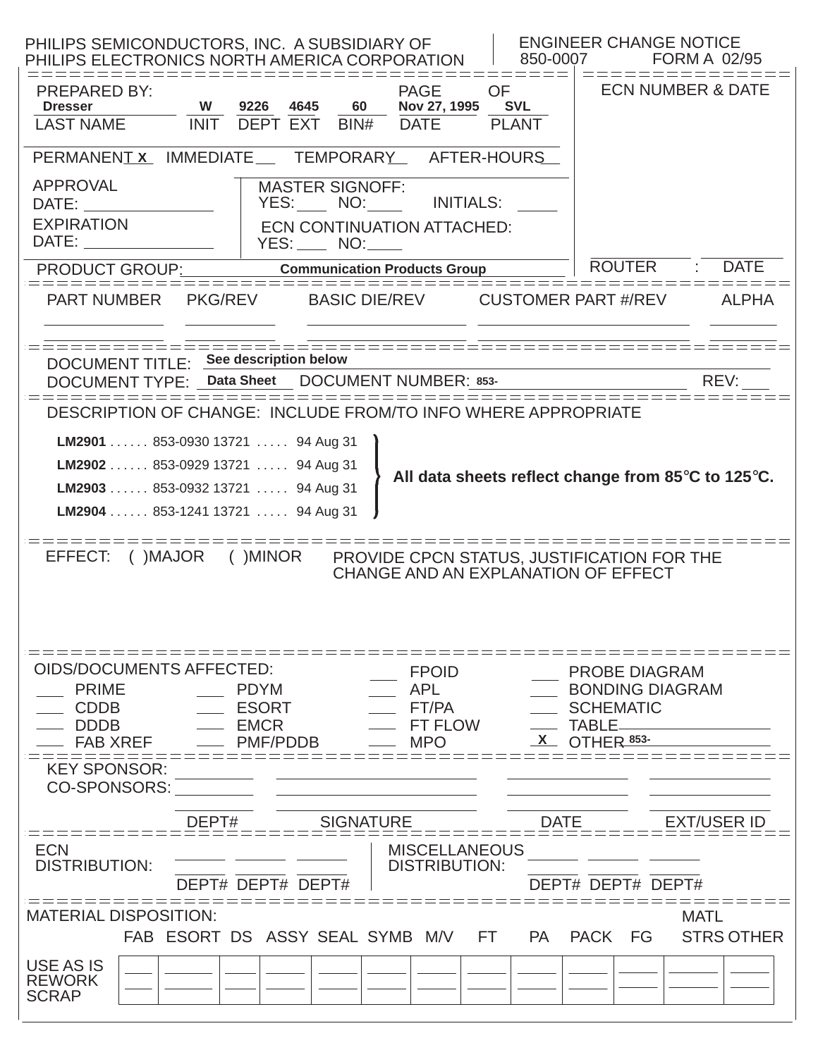PHILIPS SEMICONDUCTORS, INC. A SUBSIDIARY OF PHILIPS ELECTRONICS NORTH AMERICA CORPORATION

ENGINEER CHANGE NOTICE 850-0007 FORM A 02/95

| PREPARED BY: | | | | | PAGE | OF | ECN NUMBER & DATE |
|---|---|---|---|---|---|---|---|
| Dresser | W | 9226 | 4645 | 60 | Nov 27, 1995 | SVL | |
| LAST NAME | INIT | DEPT | EXT | BIN# | DATE | PLANT | |

PERMANENT X IMMEDIATE ___ TEMPORARY ___ AFTER-HOURS ___

APPROVAL DATE: ______________

EXPIRATION DATE: ______________

MASTER SIGNOFF: YES: ___ NO: ___ INITIALS: ___

ECN CONTINUATION ATTACHED: YES: ___ NO: ___

PRODUCT GROUP: **Communication Products Group**

ROUTER : DATE

| PART NUMBER | PKG/REV | BASIC DIE/REV | CUSTOMER PART #/REV | ALPHA |
|---|---|---|---|---|
| | | | | |

DOCUMENT TITLE: **See description below**

DOCUMENT TYPE: **Data Sheet** DOCUMENT NUMBER: **853-** REV: ___

DESCRIPTION OF CHANGE: INCLUDE FROM/TO INFO WHERE APPROPRIATE

**LM2901** . . . . . . 853-0930 13721 . . . . . 94 Aug 31
**LM2902** . . . . . . 853-0929 13721 . . . . . 94 Aug 31
**LM2903** . . . . . . 853-0932 13721 . . . . . 94 Aug 31
**LM2904** . . . . . . 853-1241 13721 . . . . . 94 Aug 31

**All data sheets reflect change from 85°C to 125°C.**

EFFECT: ( )MAJOR ( )MINOR PROVIDE CPCN STATUS, JUSTIFICATION FOR THE CHANGE AND AN EXPLANATION OF EFFECT

OIDS/DOCUMENTS AFFECTED:

| | | | |
|---|---|---|---|
| ___ PRIME | ___ PDYM | ___ FPOID | ___ PROBE DIAGRAM |
| ___ CDDB | ___ ESORT | ___ APL | ___ BONDING DIAGRAM |
| ___ DDDB | ___ EMCR | ___ FT/PA | ___ SCHEMATIC |
| ___ FAB XREF | ___ PMF/PDDB | ___ FT FLOW | ___ TABLE ______ |
| | | ___ MPO | X OTHER 853- |

KEY SPONSOR: ______

CO-SPONSORS: ______

| DEPT# | SIGNATURE | DATE | EXT/USER ID |
|---|---|---|---|
| | | | |

ECN DISTRIBUTION: DEPT# DEPT# DEPT#

MISCELLANEOUS DISTRIBUTION: DEPT# DEPT# DEPT#

MATERIAL DISPOSITION:

| | FAB | ESORT | DS | ASSY | SEAL | SYMB | M/V | FT | PA | PACK | FG | MATL STRS | OTHER |
|---|---|---|---|---|---|---|---|---|---|---|---|---|---|
| USE AS IS | | | | | | | | | | | | | |
| REWORK | | | | | | | | | | | | | |
| SCRAP | | | | | | | | | | | | | |